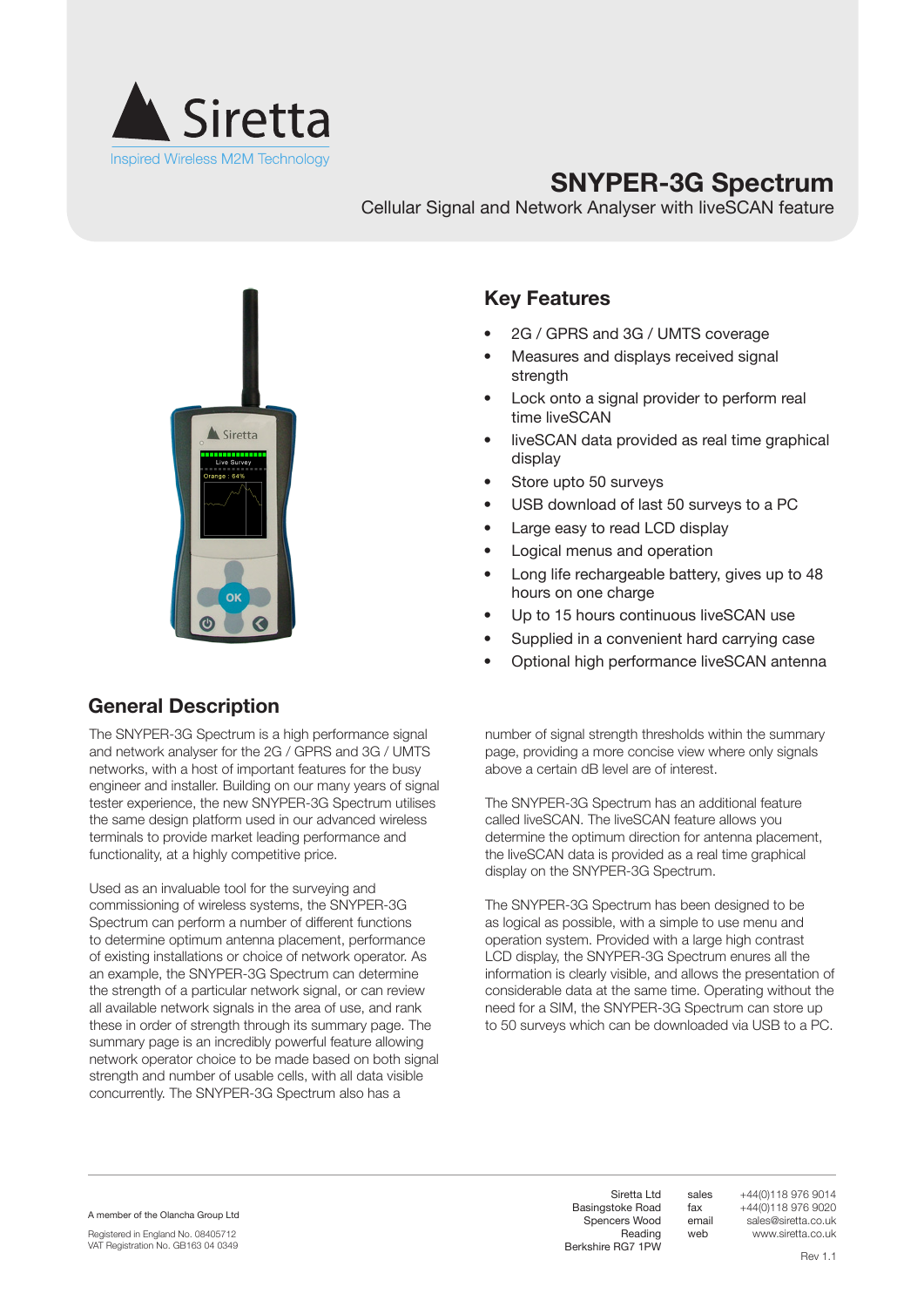Siretta

Inspired Wireless M2M Technology

# SNYPER-3G Spectrum

Cellular Signal and Network Analyser with liveSCAN feature

## Key Features

- 2G / GPRS and 3G / UMTS coverage
- Measures and displays received signal strength
- Lock onto a signal provider to perform real time liveSCAN
- liveSCAN data provided as real time graphical display
- Store upto 50 surveys
- USB download of last 50 surveys to a PC
- Large easy to read LCD display
- Logical menus and operation
- Long life rechargeable battery, gives up to 48 hours on one charge
- Up to 15 hours continuous liveSCAN use
- Supplied in a convenient hard carrying case
- Optional high performance liveSCAN antenna

## General Description

The SNYPER-3G Spectrum is a high performance signal and network analyser for the 2G / GPRS and 3G / UMTS networks, with a host of important features for the busy engineer and installer. Building on our many years of signal tester experience, the new SNYPER-3G Spectrum utilises the same design platform used in our advanced wireless terminals to provide market leading performance and functionality, at a highly competitive price.

Used as an invaluable tool for the surveying and commissioning of wireless systems, the SNYPER-3G Spectrum can perform a number of different functions to determine optimum antenna placement, performance of existing installations or choice of network operator. As an example, the SNYPER-3G Spectrum can determine the strength of a particular network signal, or can review all available network signals in the area of use, and rank these in order of strength through its summary page. The summary page is an incredibly powerful feature allowing network operator choice to be made based on both signal strength and number of usable cells, with all data visible concurrently. The SNYPER-3G Spectrum also has a number of signal strength thresholds within the summary page, providing a more concise view where only signals above a certain dB level are of interest.

The SNYPER-3G Spectrum has an additional feature called liveSCAN. The liveSCAN feature allows you determine the optimum direction for antenna placement, the liveSCAN data is provided as a real time graphical display on the SNYPER-3G Spectrum.

The SNYPER-3G Spectrum has been designed to be as logical as possible, with a simple to use menu and operation system. Provided with a large high contrast LCD display, the SNYPER-3G Spectrum enures all the information is clearly visible, and allows the presentation of considerable data at the same time. Operating without the need for a SIM, the SNYPER-3G Spectrum can store up to 50 surveys which can be downloaded via USB to a PC.

A member of the Olancha Group Ltd

Registered in England No. 08405712
VAT Registration No. GB163 04 0349

Siretta Ltd
Basingstoke Road
Spencers Wood
Reading
Berkshire RG7 1PW

sales +44(0)118 976 9014
fax +44(0)118 976 9020
email sales@siretta.co.uk
web www.siretta.co.uk

Rev 1.1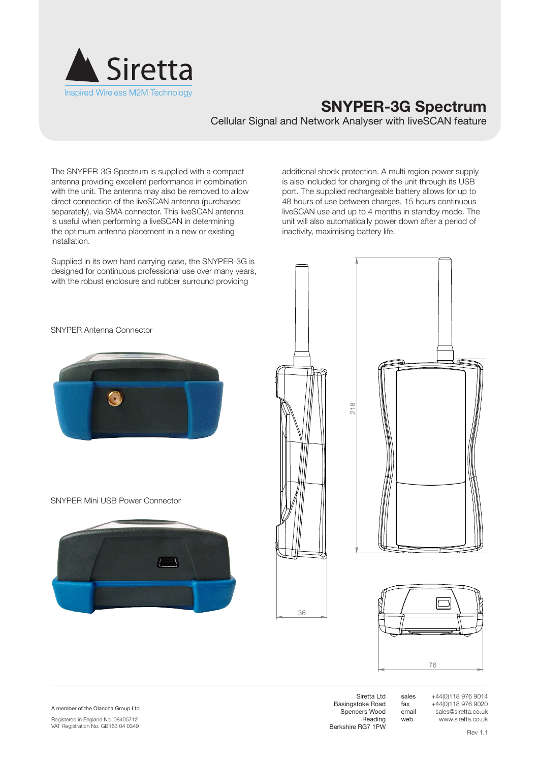# SNYPER-3G Spectrum

Cellular Signal and Network Analyser with liveSCAN feature

The SNYPER-3G Spectrum is supplied with a compact antenna providing excellent performance in combination with the unit. The antenna may also be removed to allow direct connection of the liveSCAN antenna (purchased separately), via SMA connector. This liveSCAN antenna is useful when performing a liveSCAN in determining the optimum antenna placement in a new or existing installation.

Supplied in its own hard carrying case, the SNYPER-3G is designed for continuous professional use over many years, with the robust enclosure and rubber surround providing additional shock protection. A multi region power supply is also included for charging of the unit through its USB port. The supplied rechargeable battery allows for up to 48 hours of use between charges, 15 hours continuous liveSCAN use and up to 4 months in standby mode. The unit will also automatically power down after a period of inactivity, maximising battery life.

SNYPER Antenna Connector

SNYPER Mini USB Power Connector

218

36

76

A member of the Olancha Group Ltd

Registered in England No. 08405712
VAT Registration No. GB163 04 0349

Siretta Ltd
Basingstoke Road
Spencers Wood
Reading
Berkshire RG7 1PW

sales +44(0)118 976 9014
fax +44(0)118 976 9020
email sales@siretta.co.uk
web www.siretta.co.uk

Rev 1.1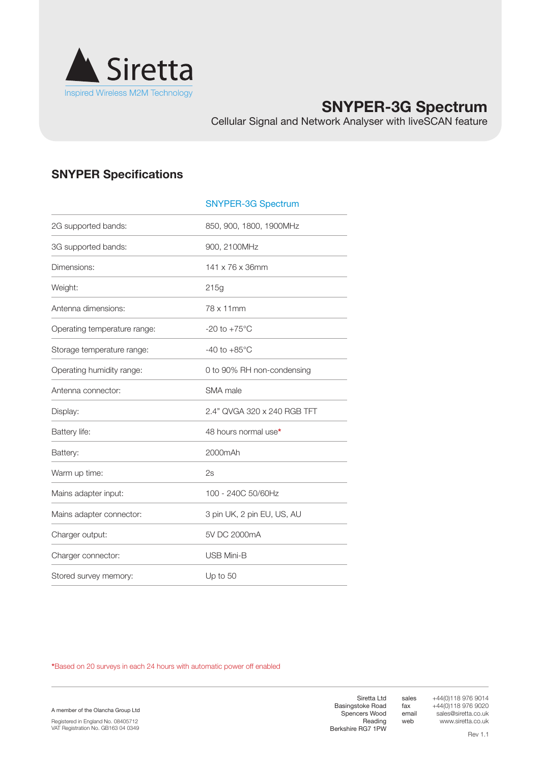Siretta

Inspired Wireless M2M Technology

# SNYPER-3G Spectrum

Cellular Signal and Network Analyser with liveSCAN feature

## SNYPER Specifications

| | SNYPER-3G Spectrum |
|---|---|
| 2G supported bands: | 850, 900, 1800, 1900MHz |
| 3G supported bands: | 900, 2100MHz |
| Dimensions: | 141 x 76 x 36mm |
| Weight: | 215g |
| Antenna dimensions: | 78 x 11mm |
| Operating temperature range: | -20 to +75°C |
| Storage temperature range: | -40 to +85°C |
| Operating humidity range: | 0 to 90% RH non-condensing |
| Antenna connector: | SMA male |
| Display: | 2.4" QVGA 320 x 240 RGB TFT |
| Battery life: | 48 hours normal use* |
| Battery: | 2000mAh |
| Warm up time: | 2s |
| Mains adapter input: | 100 - 240C 50/60Hz |
| Mains adapter connector: | 3 pin UK, 2 pin EU, US, AU |
| Charger output: | 5V DC 2000mA |
| Charger connector: | USB Mini-B |
| Stored survey memory: | Up to 50 |

*Based on 20 surveys in each 24 hours with automatic power off enabled

A member of the Olancha Group Ltd

Registered in England No. 08405712
VAT Registration No. GB163 04 0349

Siretta Ltd
Basingstoke Road
Spencers Wood
Reading
Berkshire RG7 1PW

sales +44(0)118 976 9014
fax +44(0)118 976 9020
email sales@siretta.co.uk
web www.siretta.co.uk

Rev 1.1